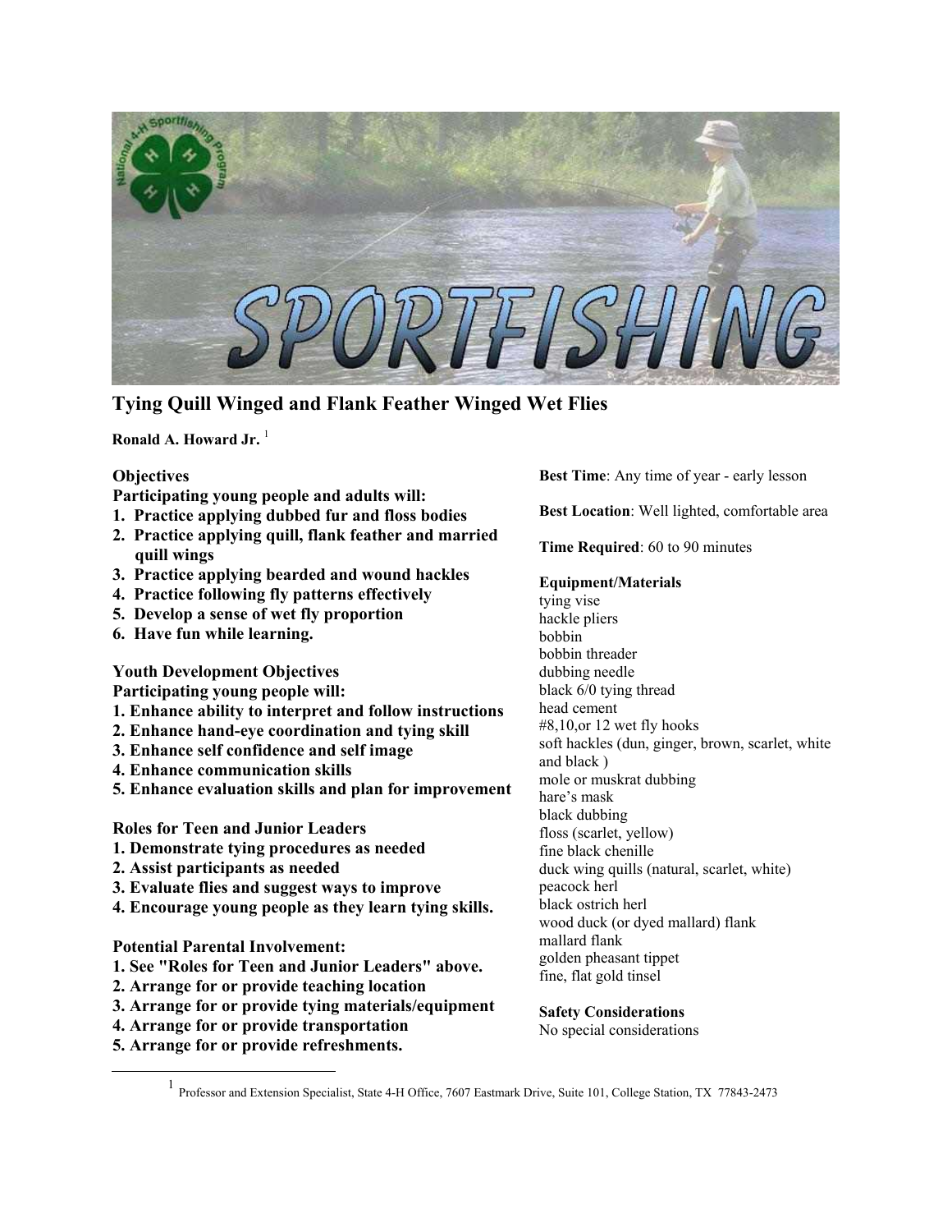# Tying Quill Winged and Flank Feather Winged Wet Flies

**Ronald A. Howard Jr.** [1]

### Objectives

**Participating young people and adults will:**

1. **Practice applying dubbed fur and floss bodies**
2. **Practice applying quill, flank feather and married quill wings**
3. **Practice applying bearded and wound hackles**
4. **Practice following fly patterns effectively**
5. **Develop a sense of wet fly proportion**
6. **Have fun while learning.**

### Youth Development Objectives

**Participating young people will:**

1. **Enhance ability to interpret and follow instructions**
2. **Enhance hand-eye coordination and tying skill**
3. **Enhance self confidence and self image**
4. **Enhance communication skills**
5. **Enhance evaluation skills and plan for improvement**

### Roles for Teen and Junior Leaders

1. **Demonstrate tying procedures as needed**
2. **Assist participants as needed**
3. **Evaluate flies and suggest ways to improve**
4. **Encourage young people as they learn tying skills.**

### Potential Parental Involvement:

1. **See "Roles for Teen and Junior Leaders" above.**
2. **Arrange for or provide teaching location**
3. **Arrange for or provide tying materials/equipment**
4. **Arrange for or provide transportation**
5. **Arrange for or provide refreshments.**

**Best Time**: Any time of year - early lesson

**Best Location**: Well lighted, comfortable area

**Time Required**: 60 to 90 minutes

### Equipment/Materials

tying vise
hackle pliers
bobbin
bobbin threader
dubbing needle
black 6/0 tying thread
head cement
#8,10,or 12 wet fly hooks
soft hackles (dun, ginger, brown, scarlet, white and black )
mole or muskrat dubbing
hare's mask
black dubbing
floss (scarlet, yellow)
fine black chenille
duck wing quills (natural, scarlet, white)
peacock herl
black ostrich herl
wood duck (or dyed mallard) flank
mallard flank
golden pheasant tippet
fine, flat gold tinsel

### Safety Considerations

No special considerations

---

[1] Professor and Extension Specialist, State 4-H Office, 7607 Eastmark Drive, Suite 101, College Station, TX 77843-2473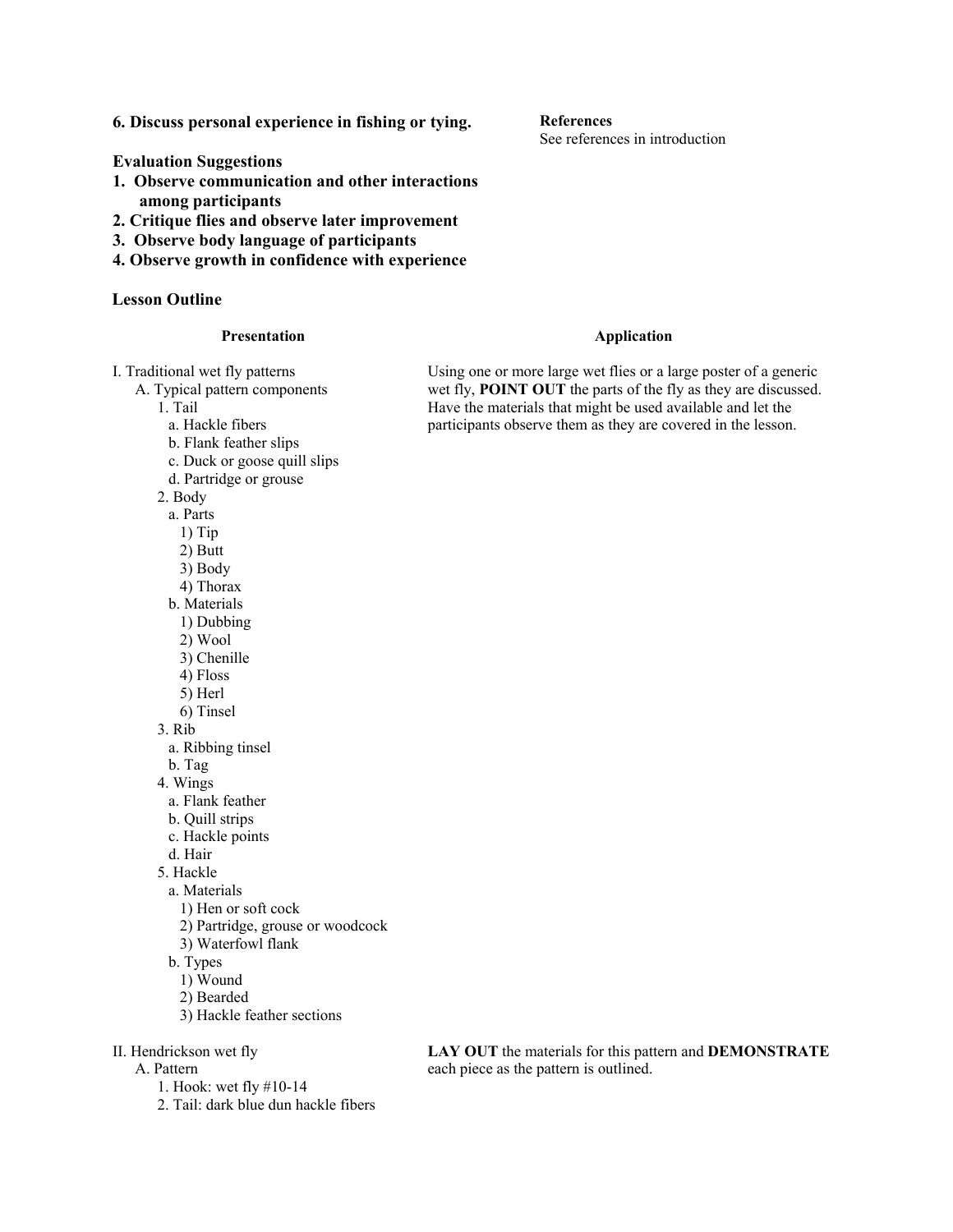**6. Discuss personal experience in fishing or tying.**

**References**
See references in introduction

**Evaluation Suggestions**

1. **Observe communication and other interactions among participants**
2. **Critique flies and observe later improvement**
3. **Observe body language of participants**
4. **Observe growth in confidence with experience**

**Lesson Outline**

| Presentation | Application |
|---|---|
| I. Traditional wet fly patterns<br>A. Typical pattern components<br>1. Tail<br>a. Hackle fibers<br>b. Flank feather slips<br>c. Duck or goose quill slips<br>d. Partridge or grouse<br>2. Body<br>a. Parts<br>1) Tip<br>2) Butt<br>3) Body<br>4) Thorax<br>b. Materials<br>1) Dubbing<br>2) Wool<br>3) Chenille<br>4) Floss<br>5) Herl<br>6) Tinsel<br>3. Rib<br>a. Ribbing tinsel<br>b. Tag<br>4. Wings<br>a. Flank feather<br>b. Quill strips<br>c. Hackle points<br>d. Hair<br>5. Hackle<br>a. Materials<br>1) Hen or soft cock<br>2) Partridge, grouse or woodcock<br>3) Waterfowl flank<br>b. Types<br>1) Wound<br>2) Bearded<br>3) Hackle feather sections | Using one or more large wet flies or a large poster of a generic wet fly, **POINT OUT** the parts of the fly as they are discussed. Have the materials that might be used available and let the participants observe them as they are covered in the lesson. |
| II. Hendrickson wet fly<br>A. Pattern<br>1. Hook: wet fly #10-14<br>2. Tail: dark blue dun hackle fibers | **LAY OUT** the materials for this pattern and **DEMONSTRATE** each piece as the pattern is outlined. |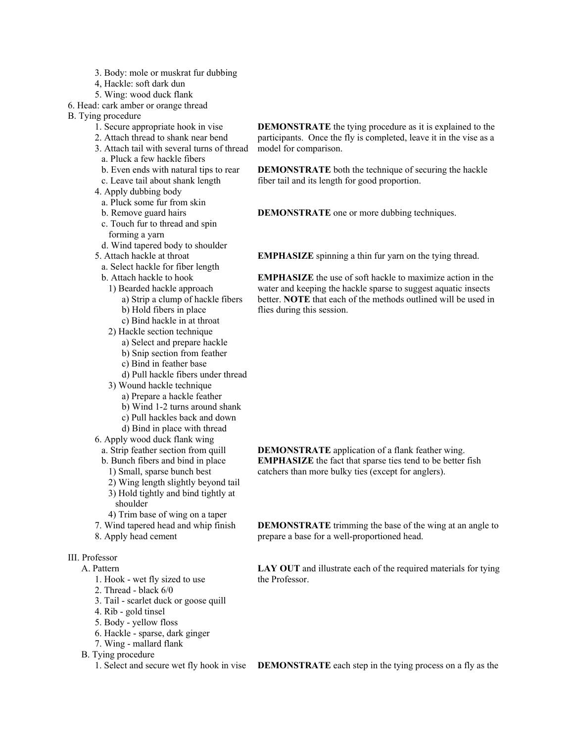3. Body: mole or muskrat fur dubbing
4, Hackle: soft dark dun
5. Wing: wood duck flank

6. Head: cark amber or orange thread

B. Tying procedure

1. Secure appropriate hook in vise
2. Attach thread to shank near bend
3. Attach tail with several turns of thread
   - a. Pluck a few hackle fibers
   - b. Even ends with natural tips to rear
   - c. Leave tail about shank length
4. Apply dubbing body
   - a. Pluck some fur from skin
   - b. Remove guard hairs
   - c. Touch fur to thread and spin forming a yarn
   - d. Wind tapered body to shoulder
5. Attach hackle at throat
   - a. Select hackle for fiber length
   - b. Attach hackle to hook
     - 1) Bearded hackle approach
       - a) Strip a clump of hackle fibers
       - b) Hold fibers in place
       - c) Bind hackle in at throat
     - 2) Hackle section technique
       - a) Select and prepare hackle
       - b) Snip section from feather
       - c) Bind in feather base
       - d) Pull hackle fibers under thread
     - 3) Wound hackle technique
       - a) Prepare a hackle feather
       - b) Wind 1-2 turns around shank
       - c) Pull hackles back and down
       - d) Bind in place with thread
6. Apply wood duck flank wing
   - a. Strip feather section from quill
   - b. Bunch fibers and bind in place
     - 1) Small, sparse bunch best
     - 2) Wing length slightly beyond tail
     - 3) Hold tightly and bind tightly at shoulder
     - 4) Trim base of wing on a taper
7. Wind tapered head and whip finish
8. Apply head cement

**DEMONSTRATE** the tying procedure as it is explained to the participants. Once the fly is completed, leave it in the vise as a model for comparison.

**DEMONSTRATE** both the technique of securing the hackle fiber tail and its length for good proportion.

**DEMONSTRATE** one or more dubbing techniques.

**EMPHASIZE** spinning a thin fur yarn on the tying thread.

**EMPHASIZE** the use of soft hackle to maximize action in the water and keeping the hackle sparse to suggest aquatic insects better. **NOTE** that each of the methods outlined will be used in flies during this session.

**DEMONSTRATE** application of a flank feather wing. **EMPHASIZE** the fact that sparse ties tend to be better fish catchers than more bulky ties (except for anglers).

**DEMONSTRATE** trimming the base of the wing at an angle to prepare a base for a well-proportioned head.

III. Professor

A. Pattern

1. Hook - wet fly sized to use
2. Thread - black 6/0
3. Tail - scarlet duck or goose quill
4. Rib - gold tinsel
5. Body - yellow floss
6. Hackle - sparse, dark ginger
7. Wing - mallard flank

**LAY OUT** and illustrate each of the required materials for tying the Professor.

B. Tying procedure

1. Select and secure wet fly hook in vise

**DEMONSTRATE** each step in the tying process on a fly as the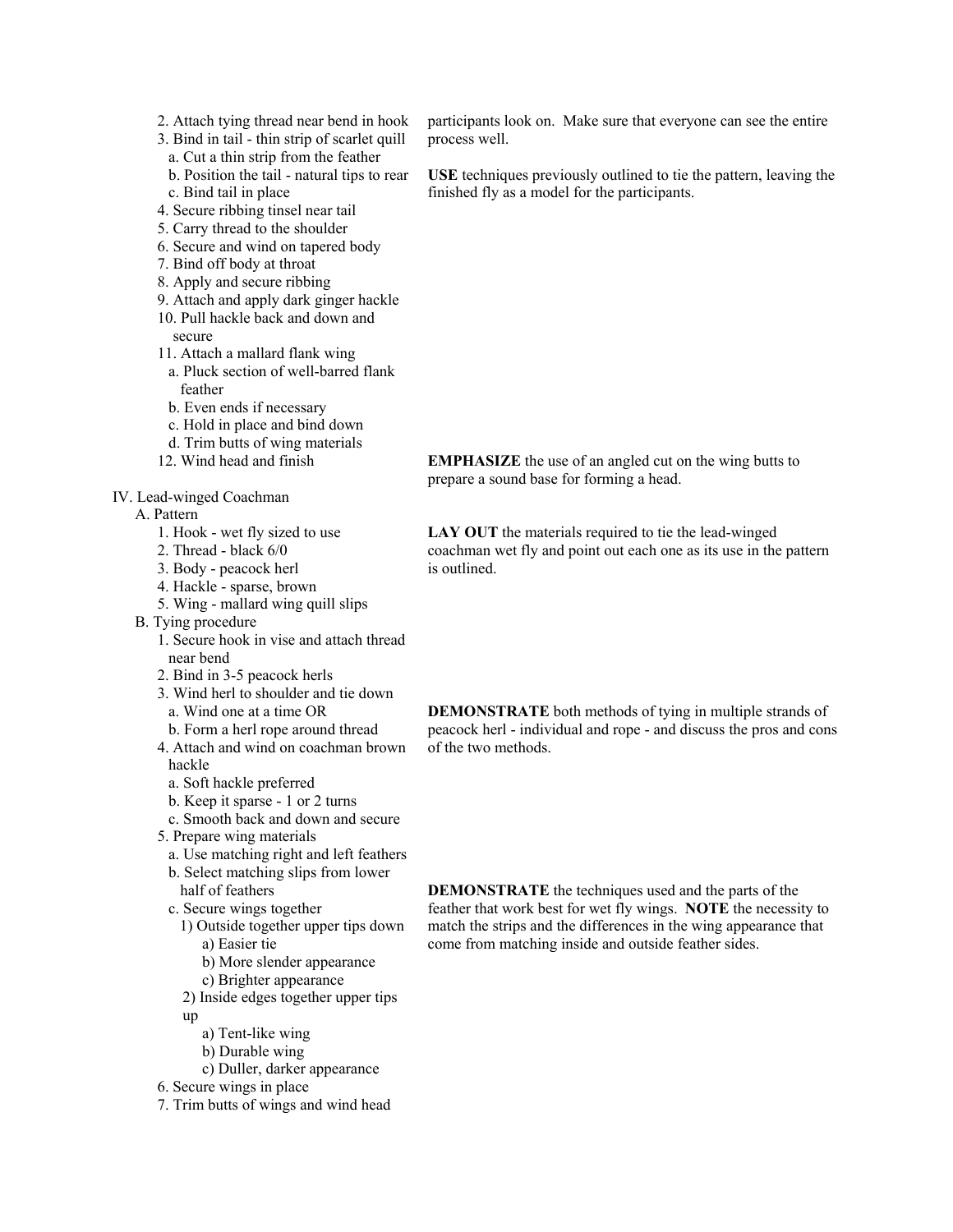2. Attach tying thread near bend in hook
3. Bind in tail - thin strip of scarlet quill
    a. Cut a thin strip from the feather
    b. Position the tail - natural tips to rear
    c. Bind tail in place
4. Secure ribbing tinsel near tail
5. Carry thread to the shoulder
6. Secure and wind on tapered body
7. Bind off body at throat
8. Apply and secure ribbing
9. Attach and apply dark ginger hackle
10. Pull hackle back and down and secure
11. Attach a mallard flank wing
    a. Pluck section of well-barred flank feather
    b. Even ends if necessary
    c. Hold in place and bind down
    d. Trim butts of wing materials
12. Wind head and finish

participants look on. Make sure that everyone can see the entire process well.

**USE** techniques previously outlined to tie the pattern, leaving the finished fly as a model for the participants.

**EMPHASIZE** the use of an angled cut on the wing butts to prepare a sound base for forming a head.

IV. Lead-winged Coachman

A. Pattern

1. Hook - wet fly sized to use
2. Thread - black 6/0
3. Body - peacock herl
4. Hackle - sparse, brown
5. Wing - mallard wing quill slips

**LAY OUT** the materials required to tie the lead-winged coachman wet fly and point out each one as its use in the pattern is outlined.

B. Tying procedure

1. Secure hook in vise and attach thread near bend
2. Bind in 3-5 peacock herls
3. Wind herl to shoulder and tie down
    a. Wind one at a time OR
    b. Form a herl rope around thread

**DEMONSTRATE** both methods of tying in multiple strands of peacock herl - individual and rope - and discuss the pros and cons of the two methods.

4. Attach and wind on coachman brown hackle
    a. Soft hackle preferred
    b. Keep it sparse - 1 or 2 turns
    c. Smooth back and down and secure
5. Prepare wing materials
    a. Use matching right and left feathers
    b. Select matching slips from lower half of feathers
    c. Secure wings together
        1) Outside together upper tips down
            a) Easier tie
            b) More slender appearance
            c) Brighter appearance
        2) Inside edges together upper tips up
            a) Tent-like wing
            b) Durable wing
            c) Duller, darker appearance
6. Secure wings in place
7. Trim butts of wings and wind head

**DEMONSTRATE** the techniques used and the parts of the feather that work best for wet fly wings. **NOTE** the necessity to match the strips and the differences in the wing appearance that come from matching inside and outside feather sides.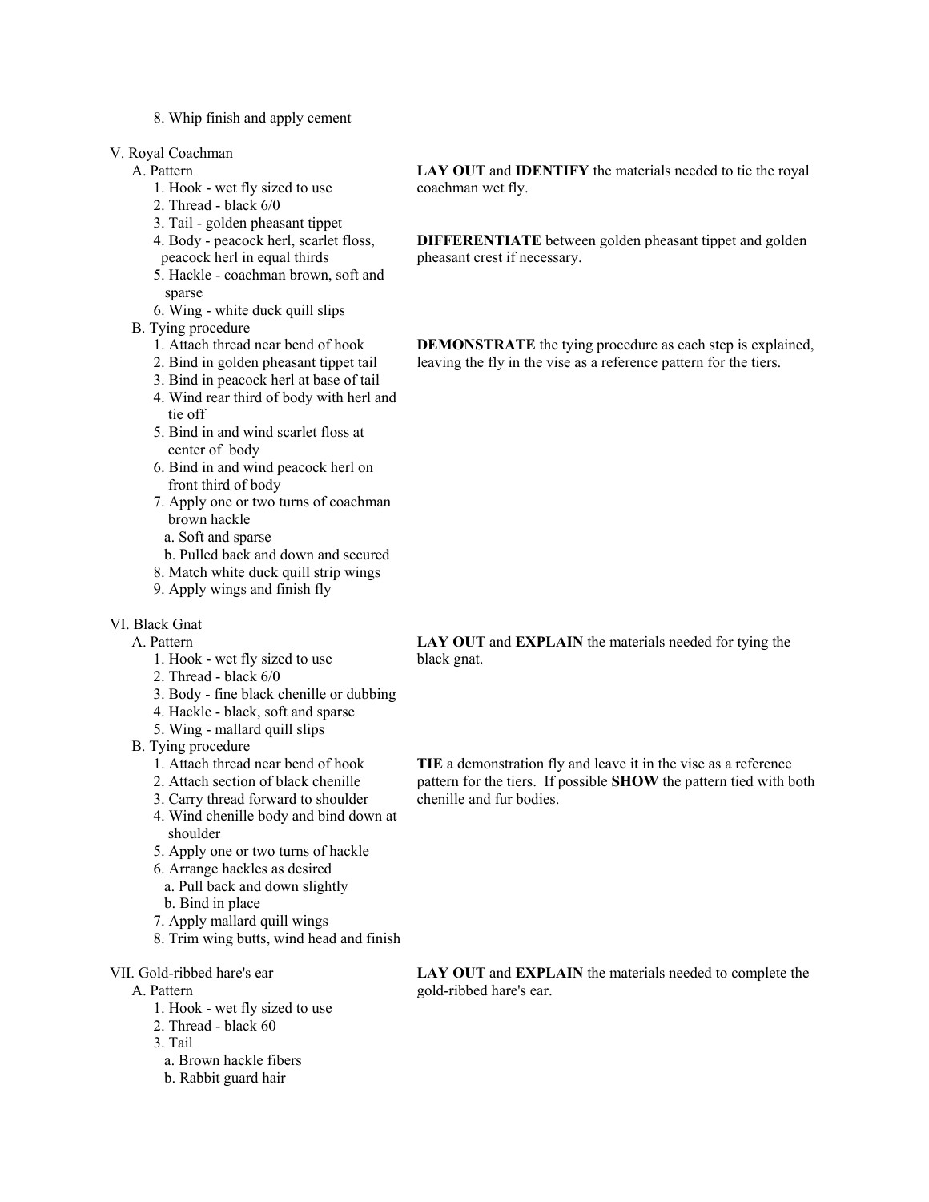8. Whip finish and apply cement

V. Royal Coachman

- A. Pattern
  1. Hook - wet fly sized to use
  2. Thread - black 6/0
  3. Tail - golden pheasant tippet
  4. Body - peacock herl, scarlet floss, peacock herl in equal thirds
  5. Hackle - coachman brown, soft and sparse
  6. Wing - white duck quill slips

**LAY OUT** and **IDENTIFY** the materials needed to tie the royal coachman wet fly.

**DIFFERENTIATE** between golden pheasant tippet and golden pheasant crest if necessary.

- B. Tying procedure
  1. Attach thread near bend of hook
  2. Bind in golden pheasant tippet tail
  3. Bind in peacock herl at base of tail
  4. Wind rear third of body with herl and tie off
  5. Bind in and wind scarlet floss at center of body
  6. Bind in and wind peacock herl on front third of body
  7. Apply one or two turns of coachman brown hackle
     - a. Soft and sparse
     - b. Pulled back and down and secured
  8. Match white duck quill strip wings
  9. Apply wings and finish fly

**DEMONSTRATE** the tying procedure as each step is explained, leaving the fly in the vise as a reference pattern for the tiers.

VI. Black Gnat

- A. Pattern
  1. Hook - wet fly sized to use
  2. Thread - black 6/0
  3. Body - fine black chenille or dubbing
  4. Hackle - black, soft and sparse
  5. Wing - mallard quill slips

**LAY OUT** and **EXPLAIN** the materials needed for tying the black gnat.

- B. Tying procedure
  1. Attach thread near bend of hook
  2. Attach section of black chenille
  3. Carry thread forward to shoulder
  4. Wind chenille body and bind down at shoulder
  5. Apply one or two turns of hackle
  6. Arrange hackles as desired
     - a. Pull back and down slightly
     - b. Bind in place
  7. Apply mallard quill wings
  8. Trim wing butts, wind head and finish

**TIE** a demonstration fly and leave it in the vise as a reference pattern for the tiers. If possible **SHOW** the pattern tied with both chenille and fur bodies.

VII. Gold-ribbed hare's ear

- A. Pattern
  1. Hook - wet fly sized to use
  2. Thread - black 60
  3. Tail
     - a. Brown hackle fibers
     - b. Rabbit guard hair

**LAY OUT** and **EXPLAIN** the materials needed to complete the gold-ribbed hare's ear.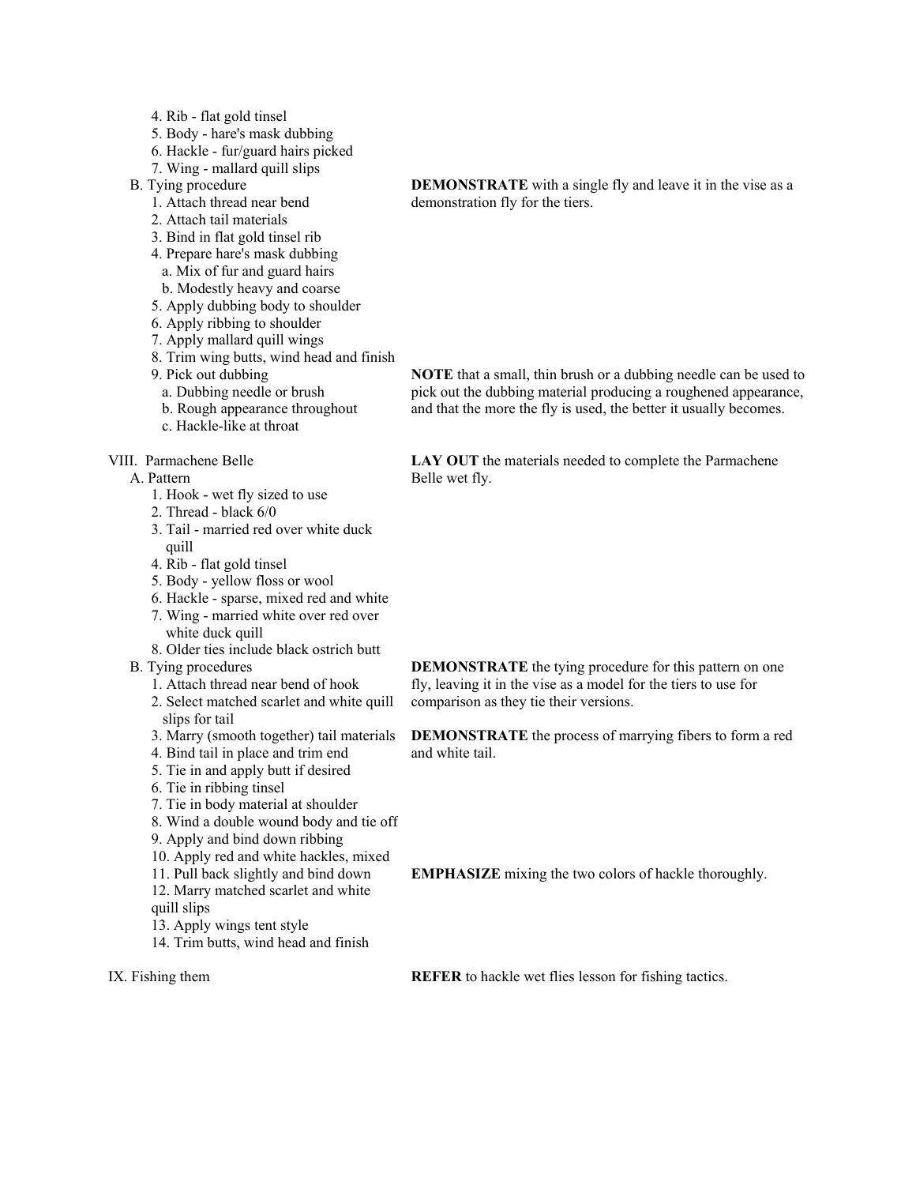4. Rib - flat gold tinsel
5. Body - hare's mask dubbing
6. Hackle - fur/guard hairs picked
7. Wing - mallard quill slips

B. Tying procedure

**DEMONSTRATE** with a single fly and leave it in the vise as a demonstration fly for the tiers.

1. Attach thread near bend
2. Attach tail materials
3. Bind in flat gold tinsel rib
4. Prepare hare's mask dubbing
   a. Mix of fur and guard hairs
   b. Modestly heavy and coarse
5. Apply dubbing body to shoulder
6. Apply ribbing to shoulder
7. Apply mallard quill wings
8. Trim wing butts, wind head and finish
9. Pick out dubbing
   a. Dubbing needle or brush
   b. Rough appearance throughout
   c. Hackle-like at throat

**NOTE** that a small, thin brush or a dubbing needle can be used to pick out the dubbing material producing a roughened appearance, and that the more the fly is used, the better it usually becomes.

VIII. Parmachene Belle

**LAY OUT** the materials needed to complete the Parmachene Belle wet fly.

A. Pattern
1. Hook - wet fly sized to use
2. Thread - black 6/0
3. Tail - married red over white duck quill
4. Rib - flat gold tinsel
5. Body - yellow floss or wool
6. Hackle - sparse, mixed red and white
7. Wing - married white over red over white duck quill
8. Older ties include black ostrich butt

B. Tying procedures

**DEMONSTRATE** the tying procedure for this pattern on one fly, leaving it in the vise as a model for the tiers to use for comparison as they tie their versions.

1. Attach thread near bend of hook
2. Select matched scarlet and white quill slips for tail
3. Marry (smooth together) tail materials

**DEMONSTRATE** the process of marrying fibers to form a red and white tail.

4. Bind tail in place and trim end
5. Tie in and apply butt if desired
6. Tie in ribbing tinsel
7. Tie in body material at shoulder
8. Wind a double wound body and tie off
9. Apply and bind down ribbing
10. Apply red and white hackles, mixed
11. Pull back slightly and bind down

**EMPHASIZE** mixing the two colors of hackle thoroughly.

12. Marry matched scarlet and white quill slips
13. Apply wings tent style
14. Trim butts, wind head and finish

IX. Fishing them

**REFER** to hackle wet flies lesson for fishing tactics.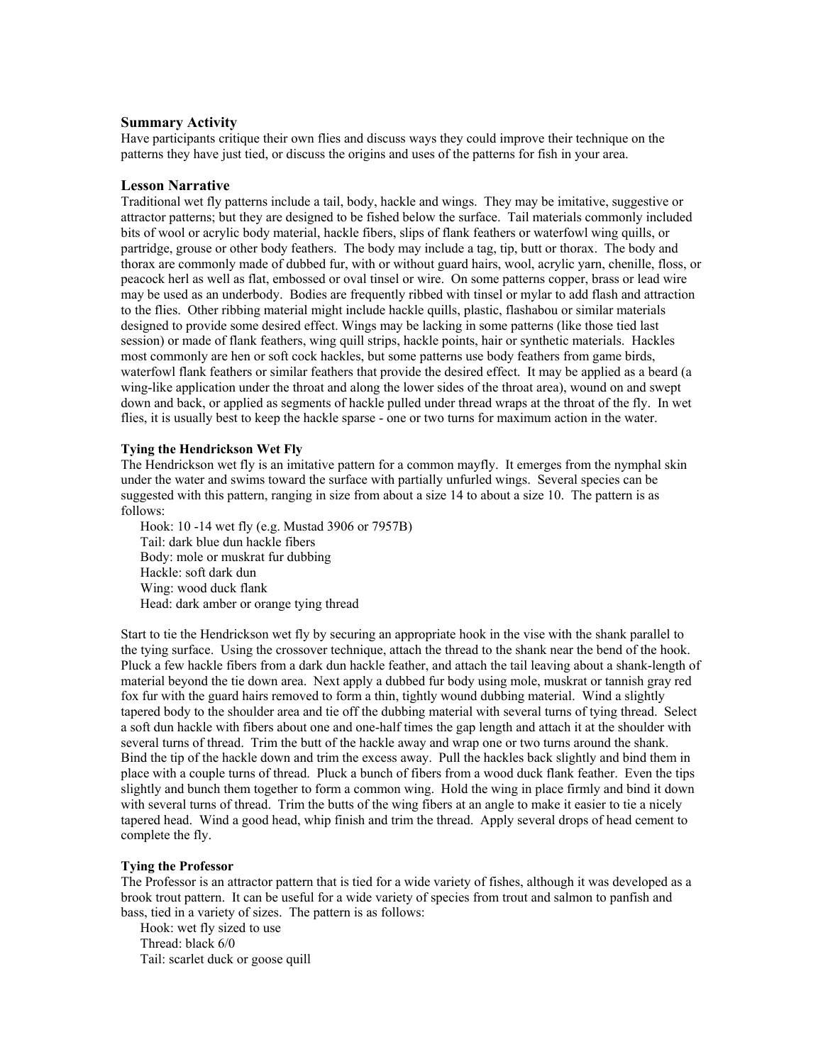### Summary Activity

Have participants critique their own flies and discuss ways they could improve their technique on the patterns they have just tied, or discuss the origins and uses of the patterns for fish in your area.

### Lesson Narrative

Traditional wet fly patterns include a tail, body, hackle and wings. They may be imitative, suggestive or attractor patterns; but they are designed to be fished below the surface. Tail materials commonly included bits of wool or acrylic body material, hackle fibers, slips of flank feathers or waterfowl wing quills, or partridge, grouse or other body feathers. The body may include a tag, tip, butt or thorax. The body and thorax are commonly made of dubbed fur, with or without guard hairs, wool, acrylic yarn, chenille, floss, or peacock herl as well as flat, embossed or oval tinsel or wire. On some patterns copper, brass or lead wire may be used as an underbody. Bodies are frequently ribbed with tinsel or mylar to add flash and attraction to the flies. Other ribbing material might include hackle quills, plastic, flashabou or similar materials designed to provide some desired effect. Wings may be lacking in some patterns (like those tied last session) or made of flank feathers, wing quill strips, hackle points, hair or synthetic materials. Hackles most commonly are hen or soft cock hackles, but some patterns use body feathers from game birds, waterfowl flank feathers or similar feathers that provide the desired effect. It may be applied as a beard (a wing-like application under the throat and along the lower sides of the throat area), wound on and swept down and back, or applied as segments of hackle pulled under thread wraps at the throat of the fly. In wet flies, it is usually best to keep the hackle sparse - one or two turns for maximum action in the water.

#### Tying the Hendrickson Wet Fly

The Hendrickson wet fly is an imitative pattern for a common mayfly. It emerges from the nymphal skin under the water and swims toward the surface with partially unfurled wings. Several species can be suggested with this pattern, ranging in size from about a size 14 to about a size 10. The pattern is as follows:

Hook: 10 -14 wet fly (e.g. Mustad 3906 or 7957B)
Tail: dark blue dun hackle fibers
Body: mole or muskrat fur dubbing
Hackle: soft dark dun
Wing: wood duck flank
Head: dark amber or orange tying thread

Start to tie the Hendrickson wet fly by securing an appropriate hook in the vise with the shank parallel to the tying surface. Using the crossover technique, attach the thread to the shank near the bend of the hook. Pluck a few hackle fibers from a dark dun hackle feather, and attach the tail leaving about a shank-length of material beyond the tie down area. Next apply a dubbed fur body using mole, muskrat or tannish gray red fox fur with the guard hairs removed to form a thin, tightly wound dubbing material. Wind a slightly tapered body to the shoulder area and tie off the dubbing material with several turns of tying thread. Select a soft dun hackle with fibers about one and one-half times the gap length and attach it at the shoulder with several turns of thread. Trim the butt of the hackle away and wrap one or two turns around the shank. Bind the tip of the hackle down and trim the excess away. Pull the hackles back slightly and bind them in place with a couple turns of thread. Pluck a bunch of fibers from a wood duck flank feather. Even the tips slightly and bunch them together to form a common wing. Hold the wing in place firmly and bind it down with several turns of thread. Trim the butts of the wing fibers at an angle to make it easier to tie a nicely tapered head. Wind a good head, whip finish and trim the thread. Apply several drops of head cement to complete the fly.

#### Tying the Professor

The Professor is an attractor pattern that is tied for a wide variety of fishes, although it was developed as a brook trout pattern. It can be useful for a wide variety of species from trout and salmon to panfish and bass, tied in a variety of sizes. The pattern is as follows:

Hook: wet fly sized to use
Thread: black 6/0
Tail: scarlet duck or goose quill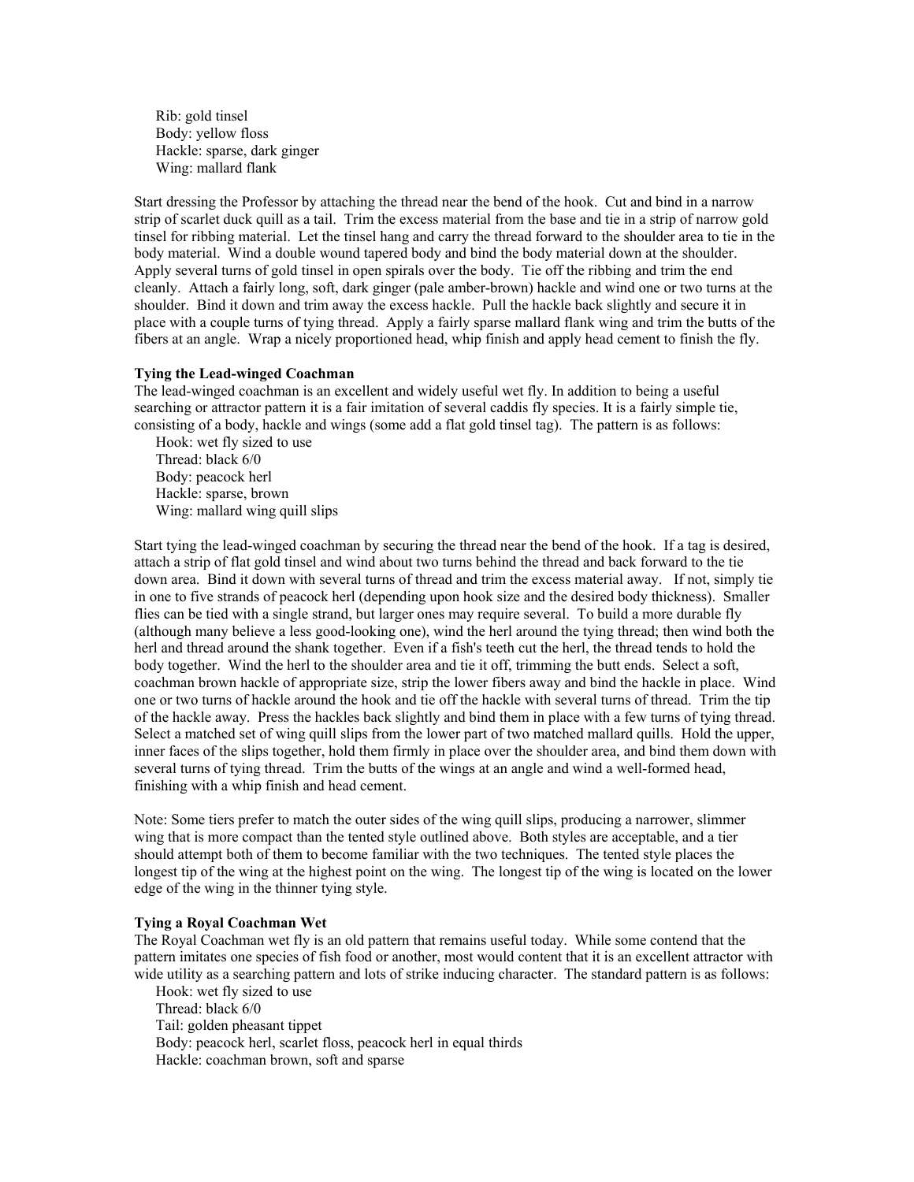Rib: gold tinsel
Body: yellow floss
Hackle: sparse, dark ginger
Wing: mallard flank

Start dressing the Professor by attaching the thread near the bend of the hook. Cut and bind in a narrow strip of scarlet duck quill as a tail. Trim the excess material from the base and tie in a strip of narrow gold tinsel for ribbing material. Let the tinsel hang and carry the thread forward to the shoulder area to tie in the body material. Wind a double wound tapered body and bind the body material down at the shoulder. Apply several turns of gold tinsel in open spirals over the body. Tie off the ribbing and trim the end cleanly. Attach a fairly long, soft, dark ginger (pale amber-brown) hackle and wind one or two turns at the shoulder. Bind it down and trim away the excess hackle. Pull the hackle back slightly and secure it in place with a couple turns of tying thread. Apply a fairly sparse mallard flank wing and trim the butts of the fibers at an angle. Wrap a nicely proportioned head, whip finish and apply head cement to finish the fly.

**Tying the Lead-winged Coachman**

The lead-winged coachman is an excellent and widely useful wet fly. In addition to being a useful searching or attractor pattern it is a fair imitation of several caddis fly species. It is a fairly simple tie, consisting of a body, hackle and wings (some add a flat gold tinsel tag). The pattern is as follows:

Hook: wet fly sized to use
Thread: black 6/0
Body: peacock herl
Hackle: sparse, brown
Wing: mallard wing quill slips

Start tying the lead-winged coachman by securing the thread near the bend of the hook. If a tag is desired, attach a strip of flat gold tinsel and wind about two turns behind the thread and back forward to the tie down area. Bind it down with several turns of thread and trim the excess material away. If not, simply tie in one to five strands of peacock herl (depending upon hook size and the desired body thickness). Smaller flies can be tied with a single strand, but larger ones may require several. To build a more durable fly (although many believe a less good-looking one), wind the herl around the tying thread; then wind both the herl and thread around the shank together. Even if a fish's teeth cut the herl, the thread tends to hold the body together. Wind the herl to the shoulder area and tie it off, trimming the butt ends. Select a soft, coachman brown hackle of appropriate size, strip the lower fibers away and bind the hackle in place. Wind one or two turns of hackle around the hook and tie off the hackle with several turns of thread. Trim the tip of the hackle away. Press the hackles back slightly and bind them in place with a few turns of tying thread. Select a matched set of wing quill slips from the lower part of two matched mallard quills. Hold the upper, inner faces of the slips together, hold them firmly in place over the shoulder area, and bind them down with several turns of tying thread. Trim the butts of the wings at an angle and wind a well-formed head, finishing with a whip finish and head cement.

Note: Some tiers prefer to match the outer sides of the wing quill slips, producing a narrower, slimmer wing that is more compact than the tented style outlined above. Both styles are acceptable, and a tier should attempt both of them to become familiar with the two techniques. The tented style places the longest tip of the wing at the highest point on the wing. The longest tip of the wing is located on the lower edge of the wing in the thinner tying style.

**Tying a Royal Coachman Wet**

The Royal Coachman wet fly is an old pattern that remains useful today. While some contend that the pattern imitates one species of fish food or another, most would content that it is an excellent attractor with wide utility as a searching pattern and lots of strike inducing character. The standard pattern is as follows:

Hook: wet fly sized to use
Thread: black 6/0
Tail: golden pheasant tippet
Body: peacock herl, scarlet floss, peacock herl in equal thirds
Hackle: coachman brown, soft and sparse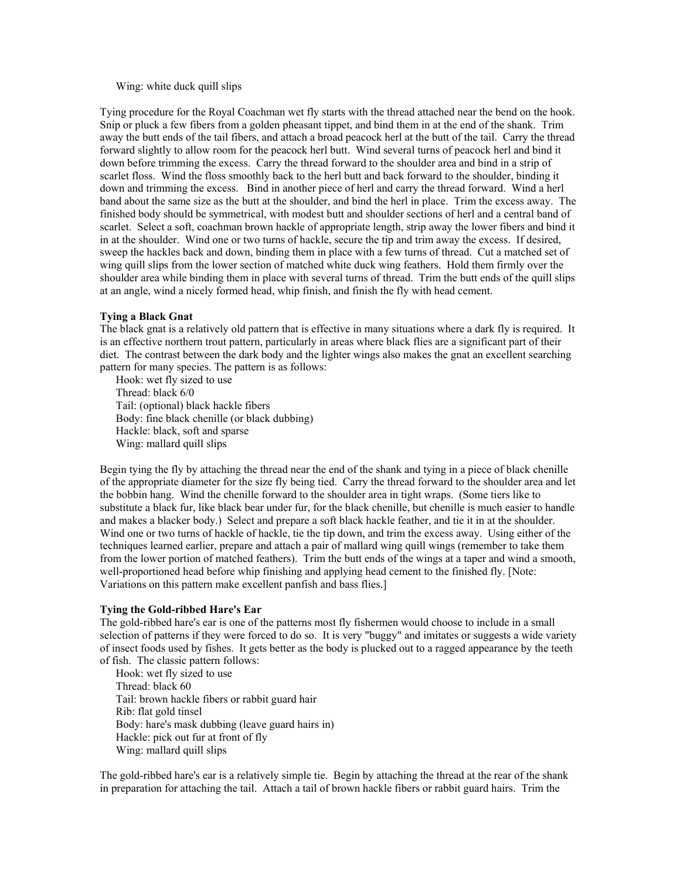Wing: white duck quill slips

Tying procedure for the Royal Coachman wet fly starts with the thread attached near the bend on the hook. Snip or pluck a few fibers from a golden pheasant tippet, and bind them in at the end of the shank. Trim away the butt ends of the tail fibers, and attach a broad peacock herl at the butt of the tail. Carry the thread forward slightly to allow room for the peacock herl butt. Wind several turns of peacock herl and bind it down before trimming the excess. Carry the thread forward to the shoulder area and bind in a strip of scarlet floss. Wind the floss smoothly back to the herl butt and back forward to the shoulder, binding it down and trimming the excess. Bind in another piece of herl and carry the thread forward. Wind a herl band about the same size as the butt at the shoulder, and bind the herl in place. Trim the excess away. The finished body should be symmetrical, with modest butt and shoulder sections of herl and a central band of scarlet. Select a soft, coachman brown hackle of appropriate length, strip away the lower fibers and bind it in at the shoulder. Wind one or two turns of hackle, secure the tip and trim away the excess. If desired, sweep the hackles back and down, binding them in place with a few turns of thread. Cut a matched set of wing quill slips from the lower section of matched white duck wing feathers. Hold them firmly over the shoulder area while binding them in place with several turns of thread. Trim the butt ends of the quill slips at an angle, wind a nicely formed head, whip finish, and finish the fly with head cement.

**Tying a Black Gnat**

The black gnat is a relatively old pattern that is effective in many situations where a dark fly is required. It is an effective northern trout pattern, particularly in areas where black flies are a significant part of their diet. The contrast between the dark body and the lighter wings also makes the gnat an excellent searching pattern for many species. The pattern is as follows:

Hook: wet fly sized to use
Thread: black 6/0
Tail: (optional) black hackle fibers
Body: fine black chenille (or black dubbing)
Hackle: black, soft and sparse
Wing: mallard quill slips

Begin tying the fly by attaching the thread near the end of the shank and tying in a piece of black chenille of the appropriate diameter for the size fly being tied. Carry the thread forward to the shoulder area and let the bobbin hang. Wind the chenille forward to the shoulder area in tight wraps. (Some tiers like to substitute a black fur, like black bear under fur, for the black chenille, but chenille is much easier to handle and makes a blacker body.) Select and prepare a soft black hackle feather, and tie it in at the shoulder. Wind one or two turns of hackle of hackle, tie the tip down, and trim the excess away. Using either of the techniques learned earlier, prepare and attach a pair of mallard wing quill wings (remember to take them from the lower portion of matched feathers). Trim the butt ends of the wings at a taper and wind a smooth, well-proportioned head before whip finishing and applying head cement to the finished fly. [Note: Variations on this pattern make excellent panfish and bass flies.]

**Tying the Gold-ribbed Hare's Ear**

The gold-ribbed hare's ear is one of the patterns most fly fishermen would choose to include in a small selection of patterns if they were forced to do so. It is very "buggy" and imitates or suggests a wide variety of insect foods used by fishes. It gets better as the body is plucked out to a ragged appearance by the teeth of fish. The classic pattern follows:

Hook: wet fly sized to use
Thread: black 60
Tail: brown hackle fibers or rabbit guard hair
Rib: flat gold tinsel
Body: hare's mask dubbing (leave guard hairs in)
Hackle: pick out fur at front of fly
Wing: mallard quill slips

The gold-ribbed hare's ear is a relatively simple tie. Begin by attaching the thread at the rear of the shank in preparation for attaching the tail. Attach a tail of brown hackle fibers or rabbit guard hairs. Trim the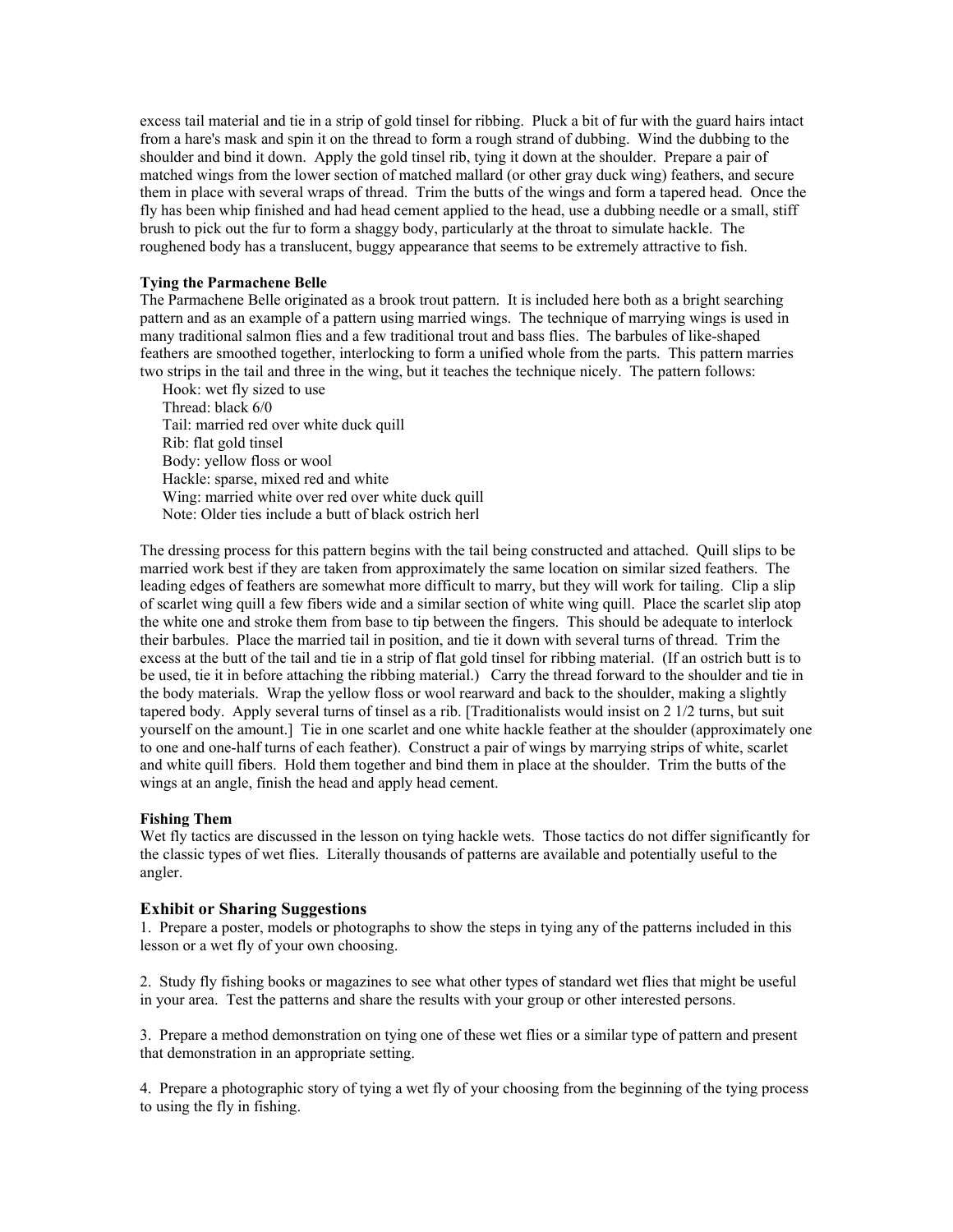excess tail material and tie in a strip of gold tinsel for ribbing. Pluck a bit of fur with the guard hairs intact from a hare's mask and spin it on the thread to form a rough strand of dubbing. Wind the dubbing to the shoulder and bind it down. Apply the gold tinsel rib, tying it down at the shoulder. Prepare a pair of matched wings from the lower section of matched mallard (or other gray duck wing) feathers, and secure them in place with several wraps of thread. Trim the butts of the wings and form a tapered head. Once the fly has been whip finished and had head cement applied to the head, use a dubbing needle or a small, stiff brush to pick out the fur to form a shaggy body, particularly at the throat to simulate hackle. The roughened body has a translucent, buggy appearance that seems to be extremely attractive to fish.

**Tying the Parmachene Belle**

The Parmachene Belle originated as a brook trout pattern. It is included here both as a bright searching pattern and as an example of a pattern using married wings. The technique of marrying wings is used in many traditional salmon flies and a few traditional trout and bass flies. The barbules of like-shaped feathers are smoothed together, interlocking to form a unified whole from the parts. This pattern marries two strips in the tail and three in the wing, but it teaches the technique nicely. The pattern follows:

Hook: wet fly sized to use  
Thread: black 6/0  
Tail: married red over white duck quill  
Rib: flat gold tinsel  
Body: yellow floss or wool  
Hackle: sparse, mixed red and white  
Wing: married white over red over white duck quill  
Note: Older ties include a butt of black ostrich herl

The dressing process for this pattern begins with the tail being constructed and attached. Quill slips to be married work best if they are taken from approximately the same location on similar sized feathers. The leading edges of feathers are somewhat more difficult to marry, but they will work for tailing. Clip a slip of scarlet wing quill a few fibers wide and a similar section of white wing quill. Place the scarlet slip atop the white one and stroke them from base to tip between the fingers. This should be adequate to interlock their barbules. Place the married tail in position, and tie it down with several turns of thread. Trim the excess at the butt of the tail and tie in a strip of flat gold tinsel for ribbing material. (If an ostrich butt is to be used, tie it in before attaching the ribbing material.) Carry the thread forward to the shoulder and tie in the body materials. Wrap the yellow floss or wool rearward and back to the shoulder, making a slightly tapered body. Apply several turns of tinsel as a rib. [Traditionalists would insist on 2 1/2 turns, but suit yourself on the amount.] Tie in one scarlet and one white hackle feather at the shoulder (approximately one to one and one-half turns of each feather). Construct a pair of wings by marrying strips of white, scarlet and white quill fibers. Hold them together and bind them in place at the shoulder. Trim the butts of the wings at an angle, finish the head and apply head cement.

**Fishing Them**

Wet fly tactics are discussed in the lesson on tying hackle wets. Those tactics do not differ significantly for the classic types of wet flies. Literally thousands of patterns are available and potentially useful to the angler.

## Exhibit or Sharing Suggestions

1. Prepare a poster, models or photographs to show the steps in tying any of the patterns included in this lesson or a wet fly of your own choosing.

2. Study fly fishing books or magazines to see what other types of standard wet flies that might be useful in your area. Test the patterns and share the results with your group or other interested persons.

3. Prepare a method demonstration on tying one of these wet flies or a similar type of pattern and present that demonstration in an appropriate setting.

4. Prepare a photographic story of tying a wet fly of your choosing from the beginning of the tying process to using the fly in fishing.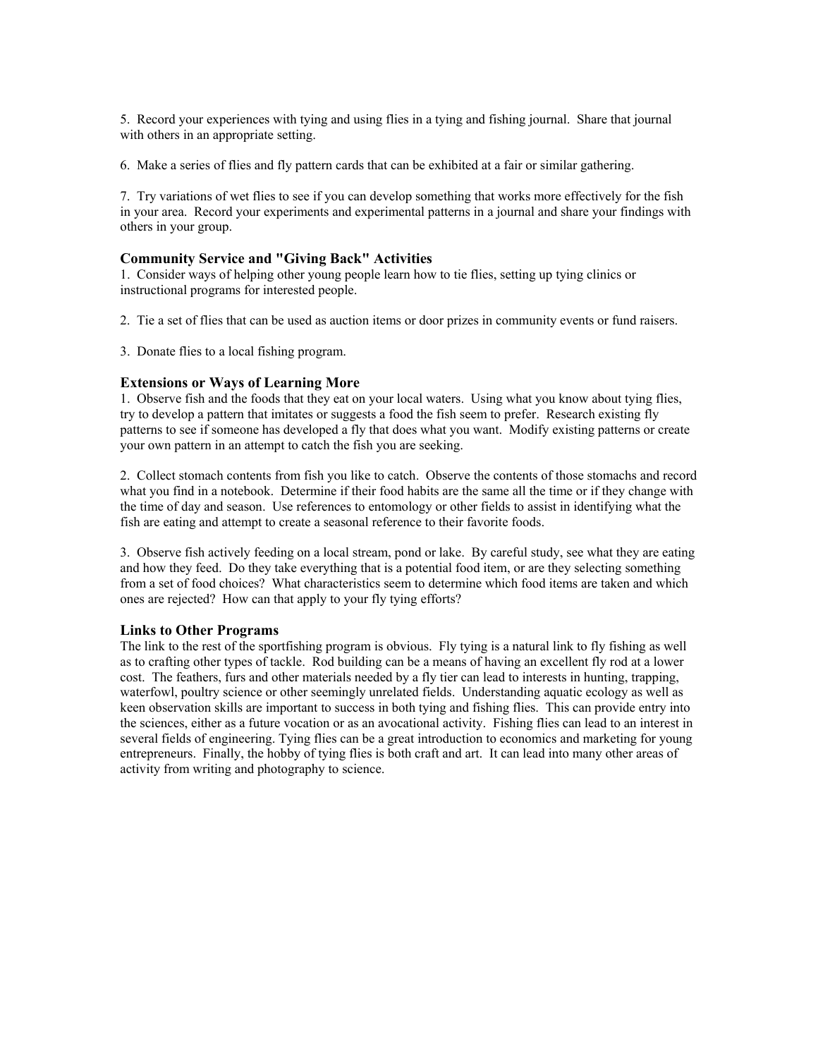5. Record your experiences with tying and using flies in a tying and fishing journal. Share that journal with others in an appropriate setting.

6. Make a series of flies and fly pattern cards that can be exhibited at a fair or similar gathering.

7. Try variations of wet flies to see if you can develop something that works more effectively for the fish in your area. Record your experiments and experimental patterns in a journal and share your findings with others in your group.

### Community Service and "Giving Back" Activities

1. Consider ways of helping other young people learn how to tie flies, setting up tying clinics or instructional programs for interested people.

2. Tie a set of flies that can be used as auction items or door prizes in community events or fund raisers.

3. Donate flies to a local fishing program.

### Extensions or Ways of Learning More

1. Observe fish and the foods that they eat on your local waters. Using what you know about tying flies, try to develop a pattern that imitates or suggests a food the fish seem to prefer. Research existing fly patterns to see if someone has developed a fly that does what you want. Modify existing patterns or create your own pattern in an attempt to catch the fish you are seeking.

2. Collect stomach contents from fish you like to catch. Observe the contents of those stomachs and record what you find in a notebook. Determine if their food habits are the same all the time or if they change with the time of day and season. Use references to entomology or other fields to assist in identifying what the fish are eating and attempt to create a seasonal reference to their favorite foods.

3. Observe fish actively feeding on a local stream, pond or lake. By careful study, see what they are eating and how they feed. Do they take everything that is a potential food item, or are they selecting something from a set of food choices? What characteristics seem to determine which food items are taken and which ones are rejected? How can that apply to your fly tying efforts?

### Links to Other Programs

The link to the rest of the sportfishing program is obvious. Fly tying is a natural link to fly fishing as well as to crafting other types of tackle. Rod building can be a means of having an excellent fly rod at a lower cost. The feathers, furs and other materials needed by a fly tier can lead to interests in hunting, trapping, waterfowl, poultry science or other seemingly unrelated fields. Understanding aquatic ecology as well as keen observation skills are important to success in both tying and fishing flies. This can provide entry into the sciences, either as a future vocation or as an avocational activity. Fishing flies can lead to an interest in several fields of engineering. Tying flies can be a great introduction to economics and marketing for young entrepreneurs. Finally, the hobby of tying flies is both craft and art. It can lead into many other areas of activity from writing and photography to science.